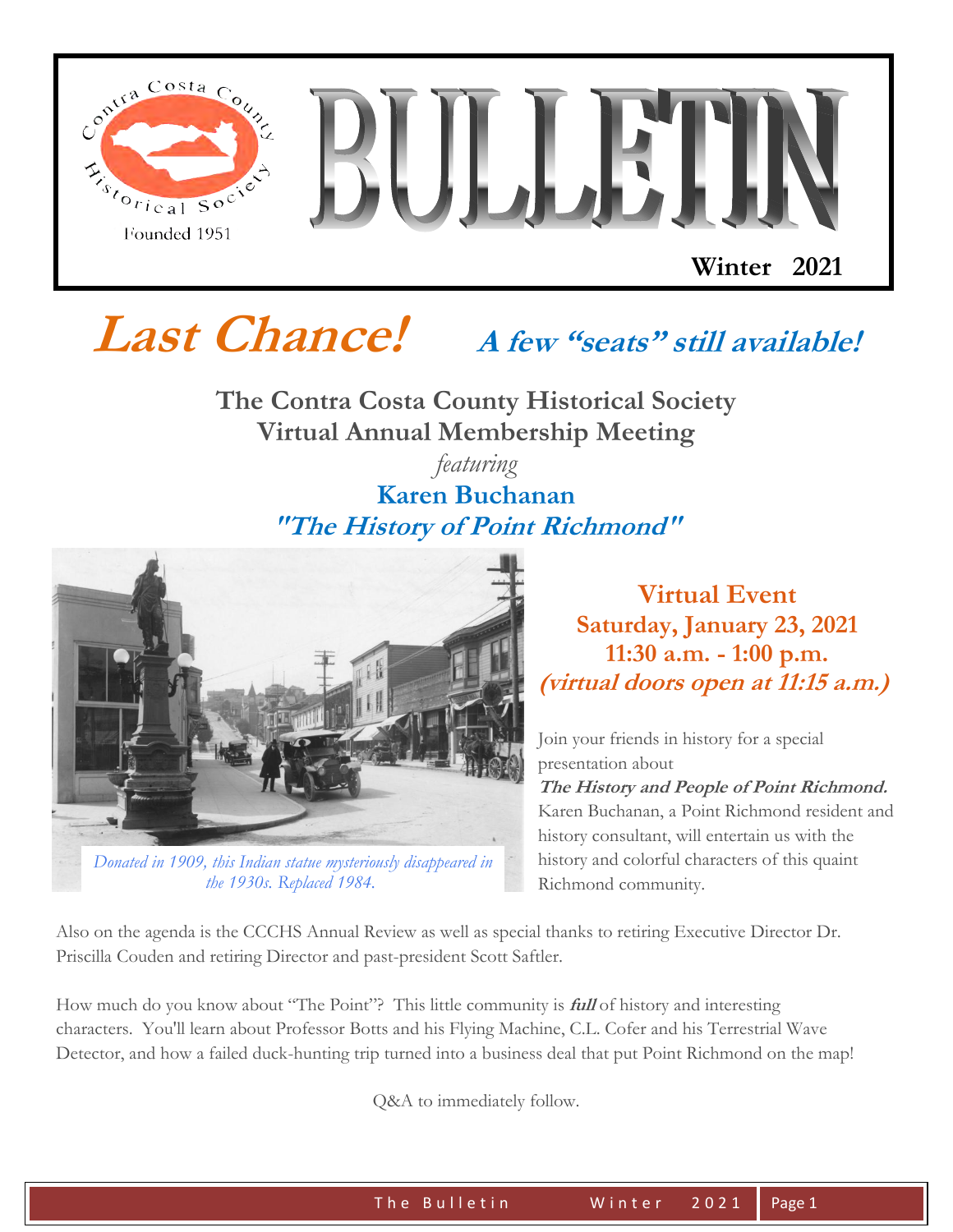Contra Costa County Historical Society

Founded 1951

# BULLETIN

**Winter 2021**

# *Last Chance!* *A few "seats" still available!*

## The Contra Costa County Historical Society Virtual Annual Membership Meeting

*featuring*

## Karen Buchanan

## *"The History of Point Richmond"*

*Donated in 1909, this Indian statue mysteriously disappeared in the 1930s. Replaced 1984.*

### Virtual Event

**Saturday, January 23, 2021**

**11:30 a.m. - 1:00 p.m.**

***(virtual doors open at 11:15 a.m.)***

Join your friends in history for a special presentation about ***The History and People of Point Richmond.*** Karen Buchanan, a Point Richmond resident and history consultant, will entertain us with the history and colorful characters of this quaint Richmond community.

Also on the agenda is the CCCHS Annual Review as well as special thanks to retiring Executive Director Dr. Priscilla Couden and retiring Director and past-president Scott Saftler.

How much do you know about "The Point"? This little community is ***full*** of history and interesting characters. You'll learn about Professor Botts and his Flying Machine, C.L. Cofer and his Terrestrial Wave Detector, and how a failed duck-hunting trip turned into a business deal that put Point Richmond on the map!

Q&A to immediately follow.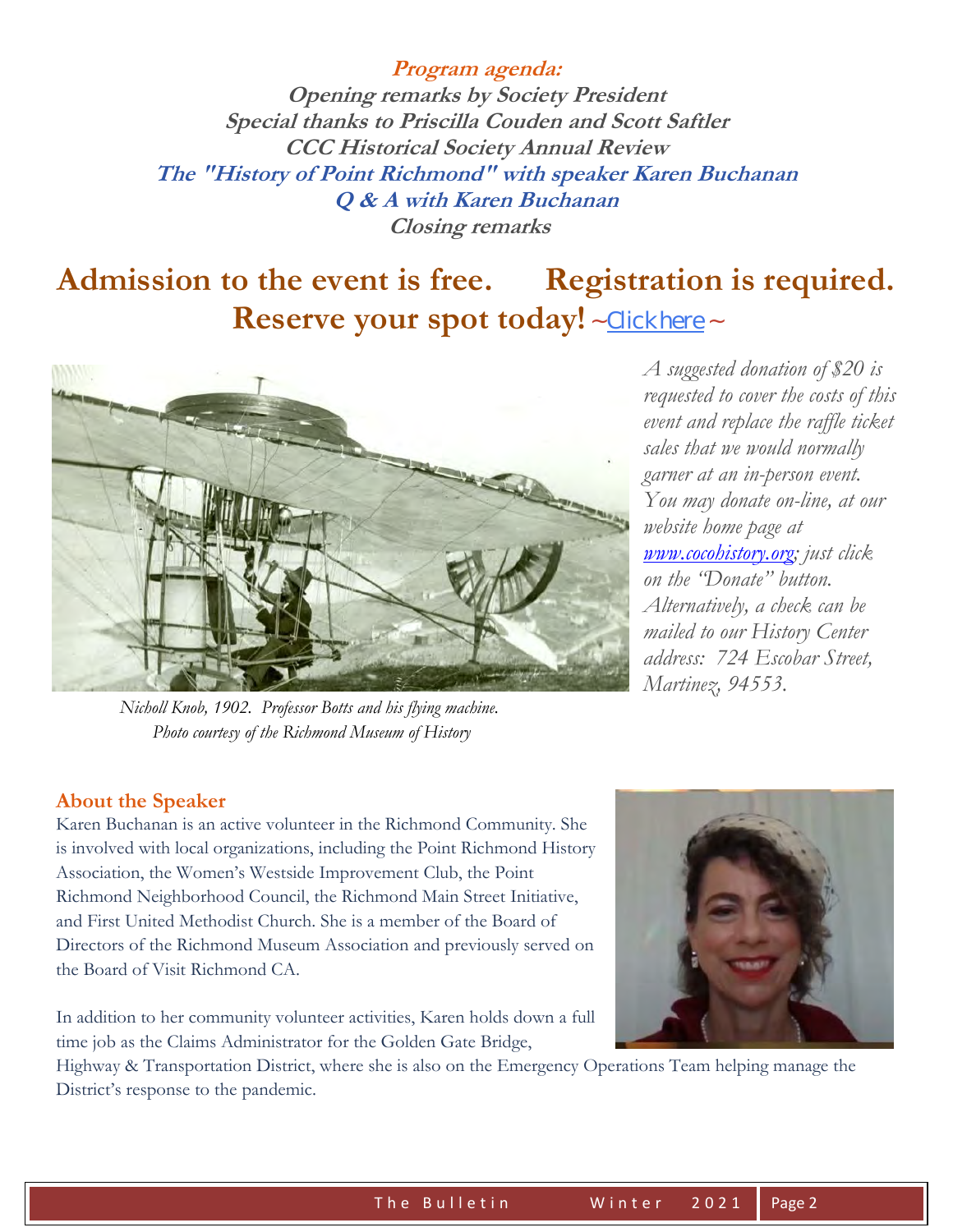**Program agenda:**

**Opening remarks by Society President**
**Special thanks to Priscilla Couden and Scott Saftler**
**CCC Historical Society Annual Review**
**The "History of Point Richmond" with speaker Karen Buchanan**
**Q & A with Karen Buchanan**
**Closing remarks**

## Admission to the event is free. Registration is required. Reserve your spot today! ~Click here~

*Nicholl Knob, 1902. Professor Botts and his flying machine.*
*Photo courtesy of the Richmond Museum of History*

*A suggested donation of $20 is requested to cover the costs of this event and replace the raffle ticket sales that we would normally garner at an in-person event. You may donate on-line, at our website home page at www.cocohistory.org; just click on the "Donate" button. Alternatively, a check can be mailed to our History Center address: 724 Escobar Street, Martinez, 94553.*

### About the Speaker

Karen Buchanan is an active volunteer in the Richmond Community. She is involved with local organizations, including the Point Richmond History Association, the Women's Westside Improvement Club, the Point Richmond Neighborhood Council, the Richmond Main Street Initiative, and First United Methodist Church. She is a member of the Board of Directors of the Richmond Museum Association and previously served on the Board of Visit Richmond CA.

In addition to her community volunteer activities, Karen holds down a full time job as the Claims Administrator for the Golden Gate Bridge, Highway & Transportation District, where she is also on the Emergency Operations Team helping manage the District's response to the pandemic.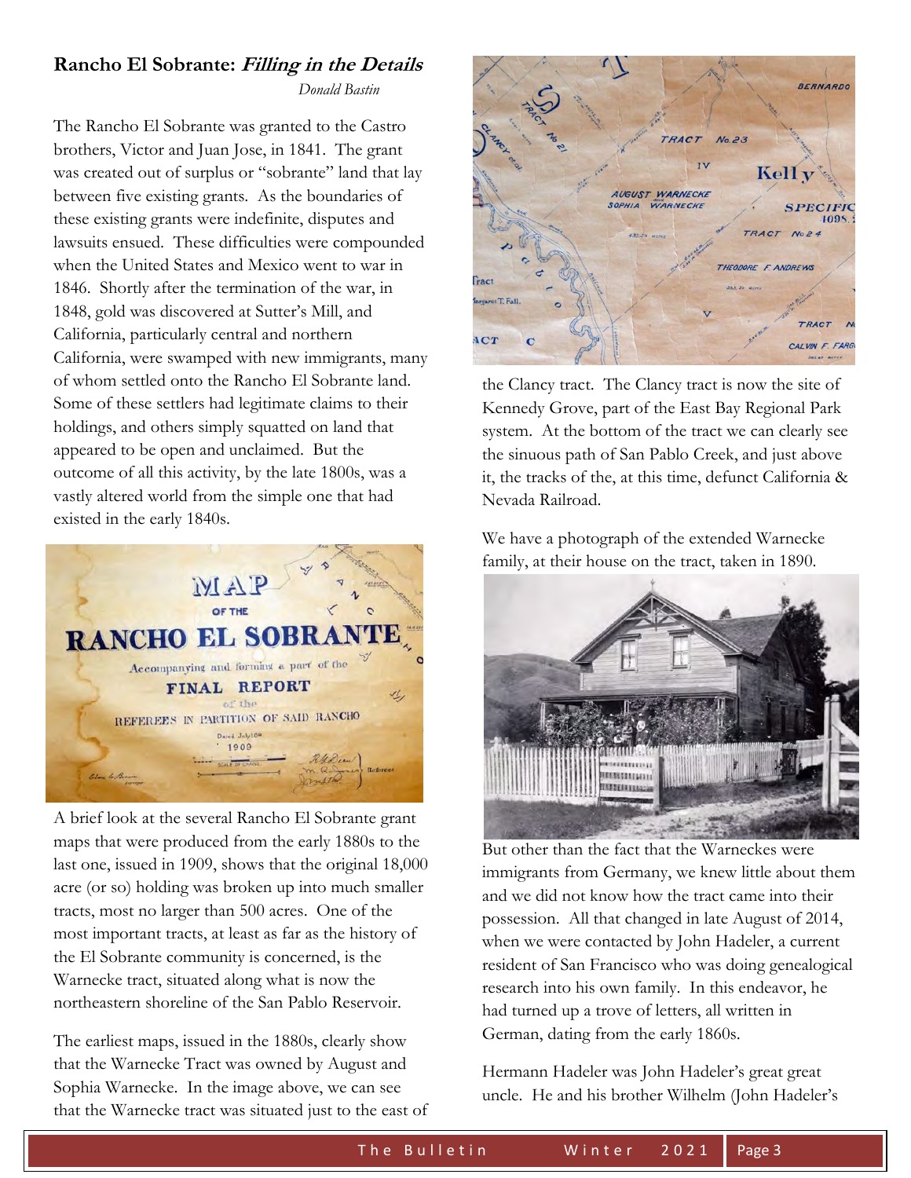## Rancho El Sobrante: *Filling in the Details*

*Donald Bastin*

The Rancho El Sobrante was granted to the Castro brothers, Victor and Juan Jose, in 1841. The grant was created out of surplus or "sobrante" land that lay between five existing grants. As the boundaries of these existing grants were indefinite, disputes and lawsuits ensued. These difficulties were compounded when the United States and Mexico went to war in 1846. Shortly after the termination of the war, in 1848, gold was discovered at Sutter's Mill, and California, particularly central and northern California, were swamped with new immigrants, many of whom settled onto the Rancho El Sobrante land. Some of these settlers had legitimate claims to their holdings, and others simply squatted on land that appeared to be open and unclaimed. But the outcome of all this activity, by the late 1800s, was a vastly altered world from the simple one that had existed in the early 1840s.

A brief look at the several Rancho El Sobrante grant maps that were produced from the early 1880s to the last one, issued in 1909, shows that the original 18,000 acre (or so) holding was broken up into much smaller tracts, most no larger than 500 acres. One of the most important tracts, at least as far as the history of the El Sobrante community is concerned, is the Warnecke tract, situated along what is now the northeastern shoreline of the San Pablo Reservoir.

The earliest maps, issued in the 1880s, clearly show that the Warnecke Tract was owned by August and Sophia Warnecke. In the image above, we can see that the Warnecke tract was situated just to the east of the Clancy tract. The Clancy tract is now the site of Kennedy Grove, part of the East Bay Regional Park system. At the bottom of the tract we can clearly see the sinuous path of San Pablo Creek, and just above it, the tracks of the, at this time, defunct California & Nevada Railroad.

We have a photograph of the extended Warnecke family, at their house on the tract, taken in 1890.

But other than the fact that the Warneckes were immigrants from Germany, we knew little about them and we did not know how the tract came into their possession. All that changed in late August of 2014, when we were contacted by John Hadeler, a current resident of San Francisco who was doing genealogical research into his own family. In this endeavor, he had turned up a trove of letters, all written in German, dating from the early 1860s.

Hermann Hadeler was John Hadeler's great great uncle. He and his brother Wilhelm (John Hadeler's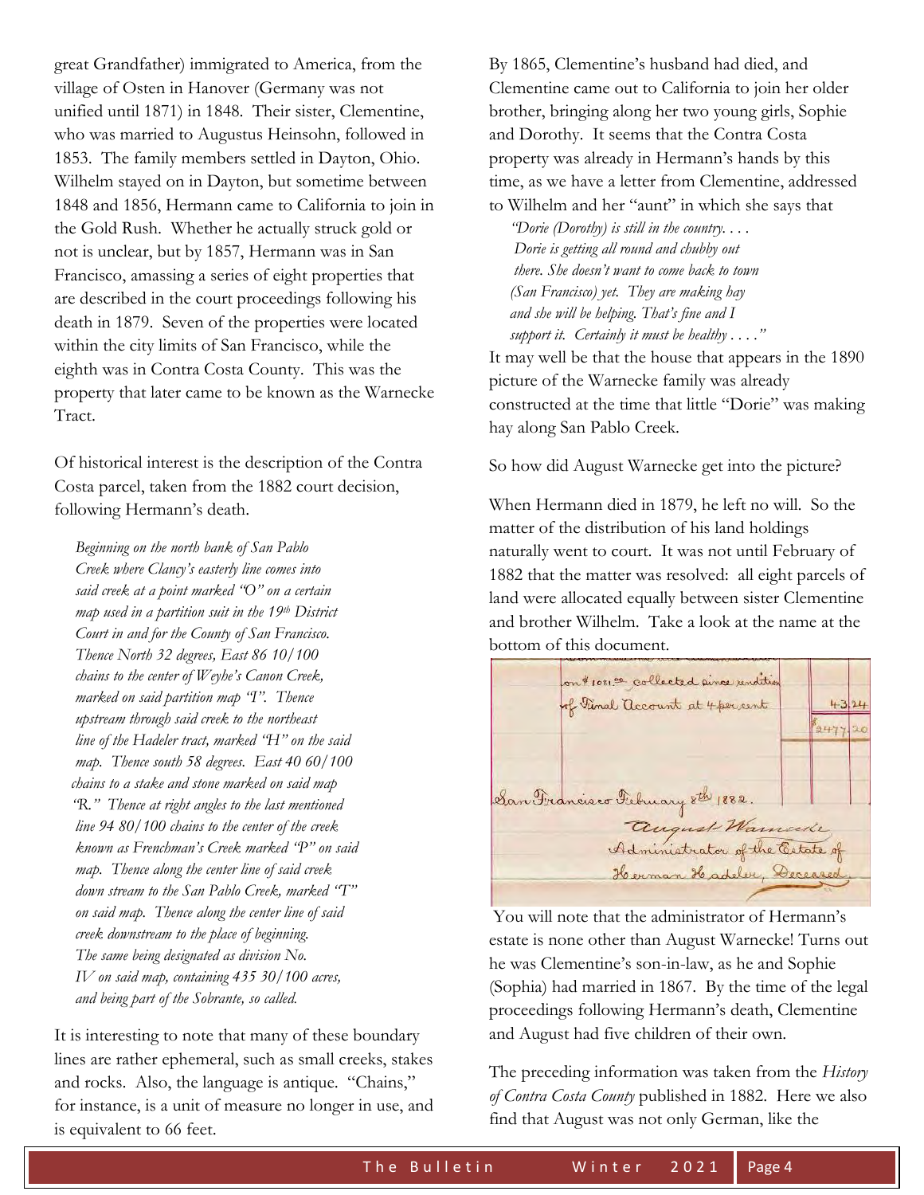great Grandfather) immigrated to America, from the village of Osten in Hanover (Germany was not unified until 1871) in 1848. Their sister, Clementine, who was married to Augustus Heinsohn, followed in 1853. The family members settled in Dayton, Ohio. Wilhelm stayed on in Dayton, but sometime between 1848 and 1856, Hermann came to California to join in the Gold Rush. Whether he actually struck gold or not is unclear, but by 1857, Hermann was in San Francisco, amassing a series of eight properties that are described in the court proceedings following his death in 1879. Seven of the properties were located within the city limits of San Francisco, while the eighth was in Contra Costa County. This was the property that later came to be known as the Warnecke Tract.

Of historical interest is the description of the Contra Costa parcel, taken from the 1882 court decision, following Hermann's death.

> *Beginning on the north bank of San Pablo Creek where Clancy's easterly line comes into said creek at a point marked "O" on a certain map used in a partition suit in the 19th District Court in and for the County of San Francisco. Thence North 32 degrees, East 86 10/100 chains to the center of Weyhe's Canon Creek, marked on said partition map "I". Thence upstream through said creek to the northeast line of the Hadeler tract, marked "H" on the said map. Thence south 58 degrees. East 40 60/100 chains to a stake and stone marked on said map "R." Thence at right angles to the last mentioned line 94 80/100 chains to the center of the creek known as Frenchman's Creek marked "P" on said map. Thence along the center line of said creek down stream to the San Pablo Creek, marked "T" on said map. Thence along the center line of said creek downstream to the place of beginning. The same being designated as division No. IV on said map, containing 435 30/100 acres, and being part of the Sobrante, so called.*

It is interesting to note that many of these boundary lines are rather ephemeral, such as small creeks, stakes and rocks. Also, the language is antique. "Chains," for instance, is a unit of measure no longer in use, and is equivalent to 66 feet.

By 1865, Clementine's husband had died, and Clementine came out to California to join her older brother, bringing along her two young girls, Sophie and Dorothy. It seems that the Contra Costa property was already in Hermann's hands by this time, as we have a letter from Clementine, addressed to Wilhelm and her "aunt" in which she says that

> *"Dorie (Dorothy) is still in the country. . . . Dorie is getting all round and chubby out there. She doesn't want to come back to town (San Francisco) yet. They are making hay and she will be helping. That's fine and I support it. Certainly it must be healthy . . . ."*

It may well be that the house that appears in the 1890 picture of the Warnecke family was already constructed at the time that little "Dorie" was making hay along San Pablo Creek.

So how did August Warnecke get into the picture?

When Hermann died in 1879, he left no will. So the matter of the distribution of his land holdings naturally went to court. It was not until February of 1882 that the matter was resolved: all eight parcels of land were allocated equally between sister Clementine and brother Wilhelm. Take a look at the name at the bottom of this document.

on # 1081.00 collected since rendition of Final Account at 4 per cent — 43.24 — $2477.20

San Francisco February 8th 1882.
August Warnecke
Administrator of the Estate of
Herman Hadeler, Deceased

You will note that the administrator of Hermann's estate is none other than August Warnecke! Turns out he was Clementine's son-in-law, as he and Sophie (Sophia) had married in 1867. By the time of the legal proceedings following Hermann's death, Clementine and August had five children of their own.

The preceding information was taken from the *History of Contra Costa County* published in 1882. Here we also find that August was not only German, like the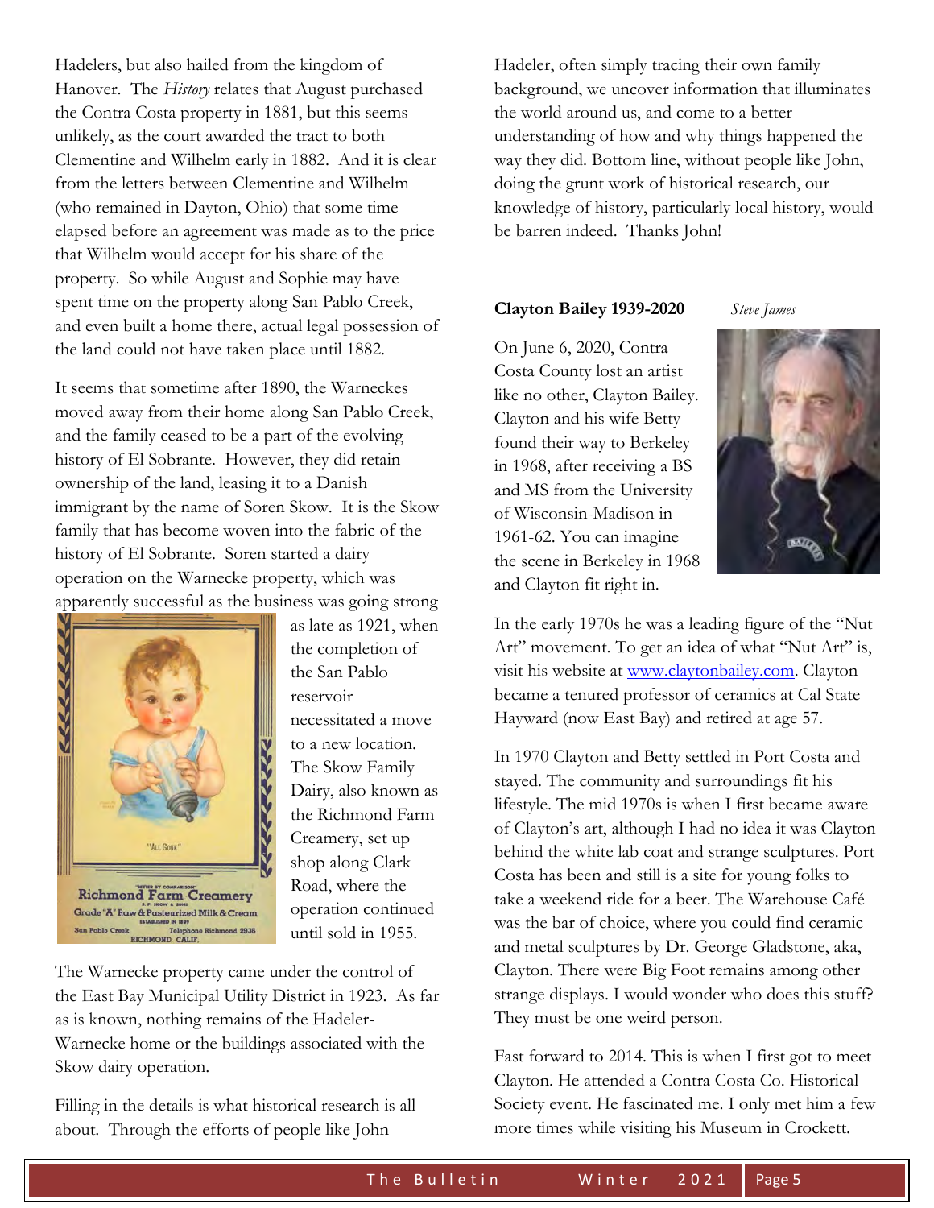Hadelers, but also hailed from the kingdom of Hanover. The *History* relates that August purchased the Contra Costa property in 1881, but this seems unlikely, as the court awarded the tract to both Clementine and Wilhelm early in 1882. And it is clear from the letters between Clementine and Wilhelm (who remained in Dayton, Ohio) that some time elapsed before an agreement was made as to the price that Wilhelm would accept for his share of the property. So while August and Sophie may have spent time on the property along San Pablo Creek, and even built a home there, actual legal possession of the land could not have taken place until 1882.

It seems that sometime after 1890, the Warneckes moved away from their home along San Pablo Creek, and the family ceased to be a part of the evolving history of El Sobrante. However, they did retain ownership of the land, leasing it to a Danish immigrant by the name of Soren Skow. It is the Skow family that has become woven into the fabric of the history of El Sobrante. Soren started a dairy operation on the Warnecke property, which was apparently successful as the business was going strong as late as 1921, when the completion of the San Pablo reservoir necessitated a move to a new location. The Skow Family Dairy, also known as the Richmond Farm Creamery, set up shop along Clark Road, where the operation continued until sold in 1955.

The Warnecke property came under the control of the East Bay Municipal Utility District in 1923. As far as is known, nothing remains of the Hadeler-Warnecke home or the buildings associated with the Skow dairy operation.

Filling in the details is what historical research is all about. Through the efforts of people like John Hadeler, often simply tracing their own family background, we uncover information that illuminates the world around us, and come to a better understanding of how and why things happened the way they did. Bottom line, without people like John, doing the grunt work of historical research, our knowledge of history, particularly local history, would be barren indeed. Thanks John!

**Clayton Bailey 1939-2020** *Steve James*

On June 6, 2020, Contra Costa County lost an artist like no other, Clayton Bailey. Clayton and his wife Betty found their way to Berkeley in 1968, after receiving a BS and MS from the University of Wisconsin-Madison in 1961-62. You can imagine the scene in Berkeley in 1968 and Clayton fit right in.

In the early 1970s he was a leading figure of the "Nut Art" movement. To get an idea of what "Nut Art" is, visit his website at www.claytonbailey.com. Clayton became a tenured professor of ceramics at Cal State Hayward (now East Bay) and retired at age 57.

In 1970 Clayton and Betty settled in Port Costa and stayed. The community and surroundings fit his lifestyle. The mid 1970s is when I first became aware of Clayton's art, although I had no idea it was Clayton behind the white lab coat and strange sculptures. Port Costa has been and still is a site for young folks to take a weekend ride for a beer. The Warehouse Café was the bar of choice, where you could find ceramic and metal sculptures by Dr. George Gladstone, aka, Clayton. There were Big Foot remains among other strange displays. I would wonder who does this stuff? They must be one weird person.

Fast forward to 2014. This is when I first got to meet Clayton. He attended a Contra Costa Co. Historical Society event. He fascinated me. I only met him a few more times while visiting his Museum in Crockett.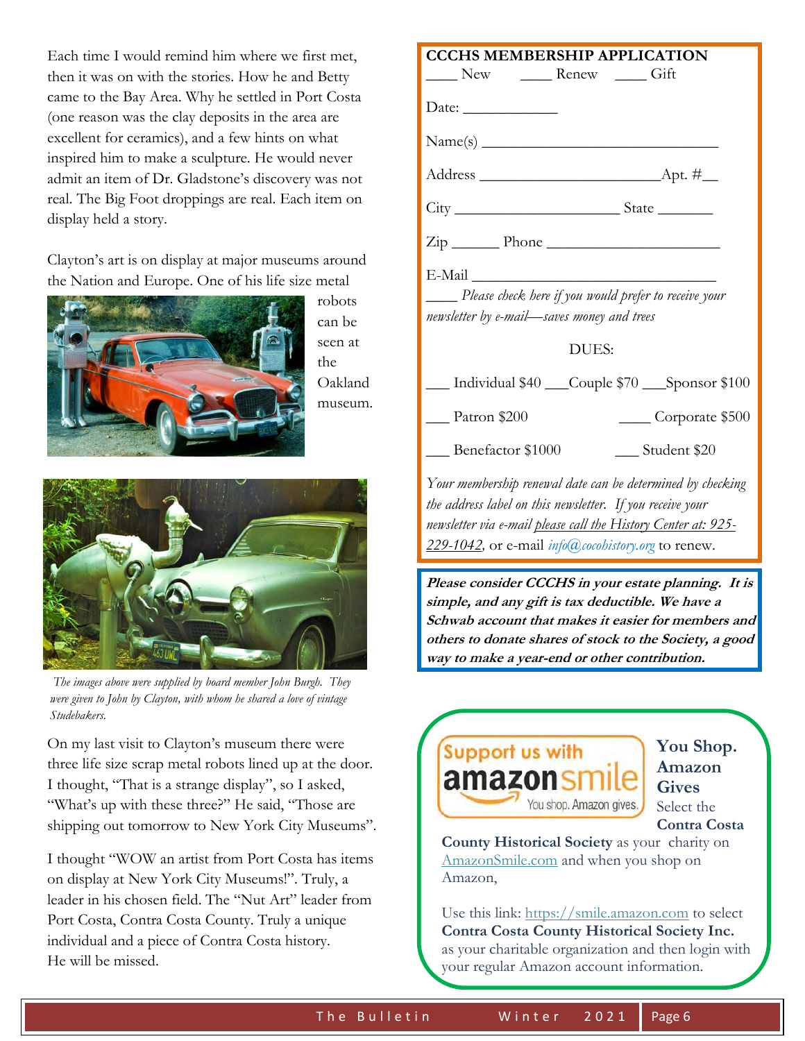Each time I would remind him where we first met, then it was on with the stories. How he and Betty came to the Bay Area. Why he settled in Port Costa (one reason was the clay deposits in the area are excellent for ceramics), and a few hints on what inspired him to make a sculpture. He would never admit an item of Dr. Gladstone's discovery was not real. The Big Foot droppings are real. Each item on display held a story.

Clayton's art is on display at major museums around the Nation and Europe. One of his life size metal robots can be seen at the Oakland museum.

*The images above were supplied by board member John Burgh. They were given to John by Clayton, with whom he shared a love of vintage Studebakers.*

On my last visit to Clayton's museum there were three life size scrap metal robots lined up at the door. I thought, "That is a strange display", so I asked, "What's up with these three?" He said, "Those are shipping out tomorrow to New York City Museums".

I thought "WOW an artist from Port Costa has items on display at New York City Museums!". Truly, a leader in his chosen field. The "Nut Art" leader from Port Costa, Contra Costa County. Truly a unique individual and a piece of Contra Costa history. He will be missed.

## CCCHS MEMBERSHIP APPLICATION

____ New ____ Renew ____ Gift

Date: ____________

Name(s) ________________________________

Address ________________________Apt. #__

City _____________________ State _______

Zip ______ Phone ______________________

E-Mail ________________________________

____ *Please check here if you would prefer to receive your newsletter by e-mail—saves money and trees*

DUES:

___ Individual $40 ___Couple $70 ___Sponsor $100

___ Patron $200 ____ Corporate $500

___ Benefactor $1000 ___ Student $20

*Your membership renewal date can be determined by checking the address label on this newsletter. If you receive your newsletter via e-mail please call the History Center at: 925-229-1042,* or e-mail *info@cocohistory.org* to renew.

***Please consider CCCHS in your estate planning. It is simple, and any gift is tax deductible. We have a Schwab account that makes it easier for members and others to donate shares of stock to the Society, a good way to make a year-end or other contribution.***

Support us with amazonsmile — You shop. Amazon gives.

**You Shop. Amazon Gives**

Select the **Contra Costa County Historical Society** as your charity on AmazonSmile.com and when you shop on Amazon,

Use this link: https://smile.amazon.com to select **Contra Costa County Historical Society Inc.** as your charitable organization and then login with your regular Amazon account information.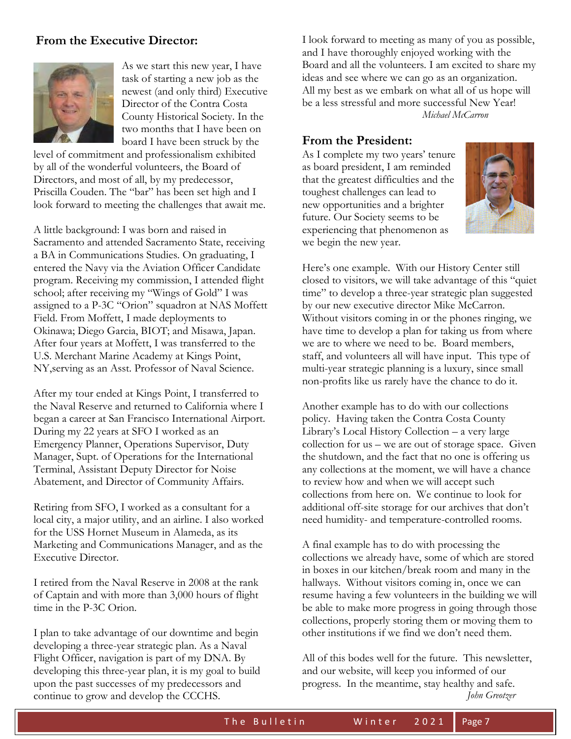## From the Executive Director:

As we start this new year, I have task of starting a new job as the newest (and only third) Executive Director of the Contra Costa County Historical Society. In the two months that I have been on board I have been struck by the level of commitment and professionalism exhibited by all of the wonderful volunteers, the Board of Directors, and most of all, by my predecessor, Priscilla Couden. The "bar" has been set high and I look forward to meeting the challenges that await me.

A little background: I was born and raised in Sacramento and attended Sacramento State, receiving a BA in Communications Studies. On graduating, I entered the Navy via the Aviation Officer Candidate program. Receiving my commission, I attended flight school; after receiving my "Wings of Gold" I was assigned to a P-3C "Orion" squadron at NAS Moffett Field. From Moffett, I made deployments to Okinawa; Diego Garcia, BIOT; and Misawa, Japan. After four years at Moffett, I was transferred to the U.S. Merchant Marine Academy at Kings Point, NY,serving as an Asst. Professor of Naval Science.

After my tour ended at Kings Point, I transferred to the Naval Reserve and returned to California where I began a career at San Francisco International Airport. During my 22 years at SFO I worked as an Emergency Planner, Operations Supervisor, Duty Manager, Supt. of Operations for the International Terminal, Assistant Deputy Director for Noise Abatement, and Director of Community Affairs.

Retiring from SFO, I worked as a consultant for a local city, a major utility, and an airline. I also worked for the USS Hornet Museum in Alameda, as its Marketing and Communications Manager, and as the Executive Director.

I retired from the Naval Reserve in 2008 at the rank of Captain and with more than 3,000 hours of flight time in the P-3C Orion.

I plan to take advantage of our downtime and begin developing a three-year strategic plan. As a Naval Flight Officer, navigation is part of my DNA. By developing this three-year plan, it is my goal to build upon the past successes of my predecessors and continue to grow and develop the CCCHS.

I look forward to meeting as many of you as possible, and I have thoroughly enjoyed working with the Board and all the volunteers. I am excited to share my ideas and see where we can go as an organization. All my best as we embark on what all of us hope will be a less stressful and more successful New Year!

*Michael McCarron*

## From the President:

As I complete my two years' tenure as board president, I am reminded that the greatest difficulties and the toughest challenges can lead to new opportunities and a brighter future. Our Society seems to be experiencing that phenomenon as we begin the new year.

Here's one example. With our History Center still closed to visitors, we will take advantage of this "quiet time" to develop a three-year strategic plan suggested by our new executive director Mike McCarron. Without visitors coming in or the phones ringing, we have time to develop a plan for taking us from where we are to where we need to be. Board members, staff, and volunteers all will have input. This type of multi-year strategic planning is a luxury, since small non-profits like us rarely have the chance to do it.

Another example has to do with our collections policy. Having taken the Contra Costa County Library's Local History Collection – a very large collection for us – we are out of storage space. Given the shutdown, and the fact that no one is offering us any collections at the moment, we will have a chance to review how and when we will accept such collections from here on. We continue to look for additional off-site storage for our archives that don't need humidity- and temperature-controlled rooms.

A final example has to do with processing the collections we already have, some of which are stored in boxes in our kitchen/break room and many in the hallways. Without visitors coming in, once we can resume having a few volunteers in the building we will be able to make more progress in going through those collections, properly storing them or moving them to other institutions if we find we don't need them.

All of this bodes well for the future. This newsletter, and our website, will keep you informed of our progress. In the meantime, stay healthy and safe.

*John Greotzer*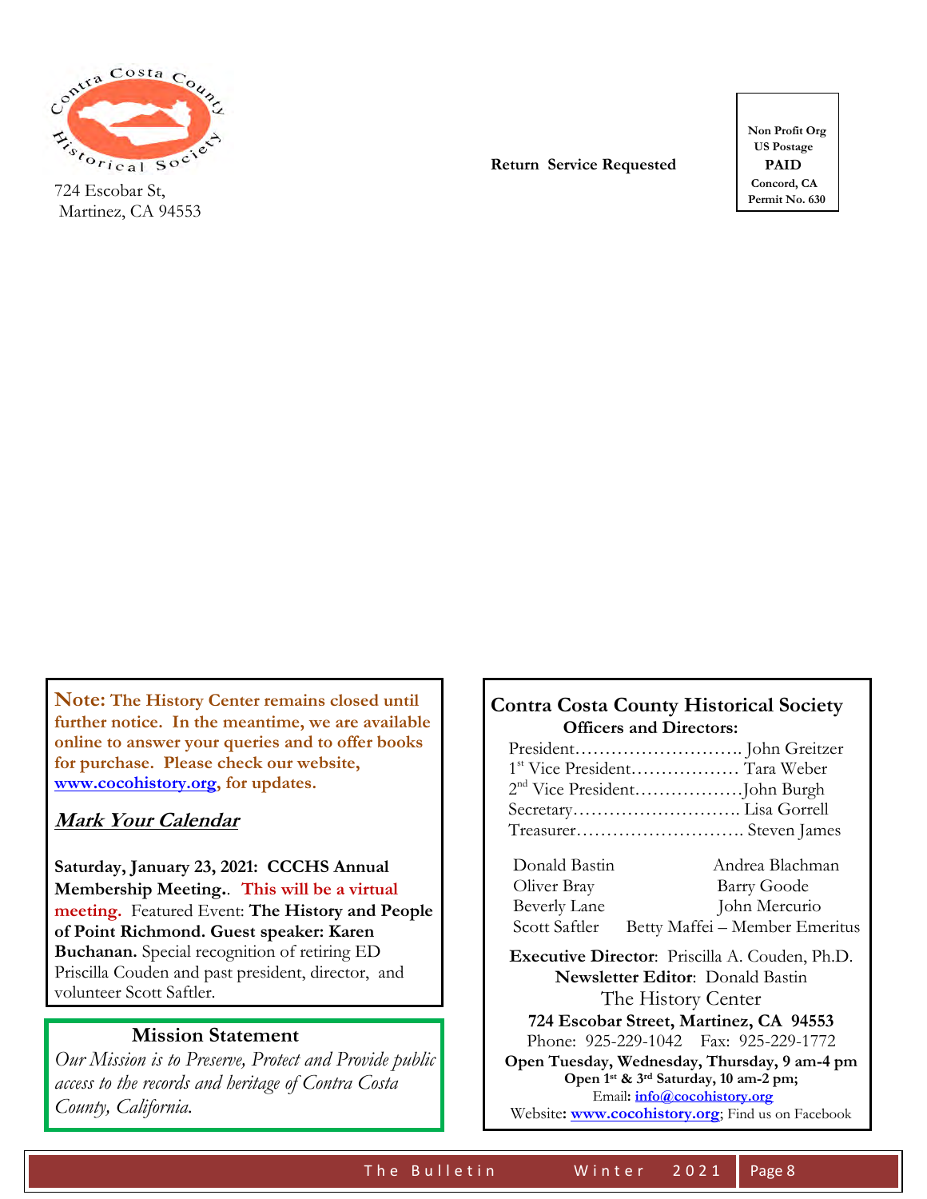Contra Costa County Historical Society

724 Escobar St,
Martinez, CA 94553

**Return Service Requested**

**Non Profit Org**
**US Postage**
**PAID**
**Concord, CA**
**Permit No. 630**

**Note: The History Center remains closed until further notice. In the meantime, we are available online to answer your queries and to offer books for purchase. Please check our website, [www.cocohistory.org](http://www.cocohistory.org), for updates.**

## ***Mark Your Calendar***

**Saturday, January 23, 2021: CCCHS Annual Membership Meeting.** **This will be a virtual meeting.** Featured Event: **The History and People of Point Richmond. Guest speaker: Karen Buchanan.** Special recognition of retiring ED Priscilla Couden and past president, director, and volunteer Scott Saftler.

### Mission Statement

*Our Mission is to Preserve, Protect and Provide public access to the records and heritage of Contra Costa County, California.*

### Contra Costa County Historical Society

**Officers and Directors:**

President………………………. John Greitzer
1st Vice President……………… Tara Weber
2nd Vice President………………John Burgh
Secretary………………………. Lisa Gorrell
Treasurer………………………. Steven James

| | |
|---|---|
| Donald Bastin | Andrea Blachman |
| Oliver Bray | Barry Goode |
| Beverly Lane | John Mercurio |
| Scott Saftler | Betty Maffei – Member Emeritus |

**Executive Director**: Priscilla A. Couden, Ph.D.
**Newsletter Editor**: Donald Bastin

The History Center
**724 Escobar Street, Martinez, CA 94553**
Phone: 925-229-1042 Fax: 925-229-1772
**Open Tuesday, Wednesday, Thursday, 9 am-4 pm**
**Open 1st & 3rd Saturday, 10 am-2 pm;**
Email: **[info@cocohistory.org](mailto:info@cocohistory.org)**
Website: **[www.cocohistory.org](http://www.cocohistory.org)**; Find us on Facebook